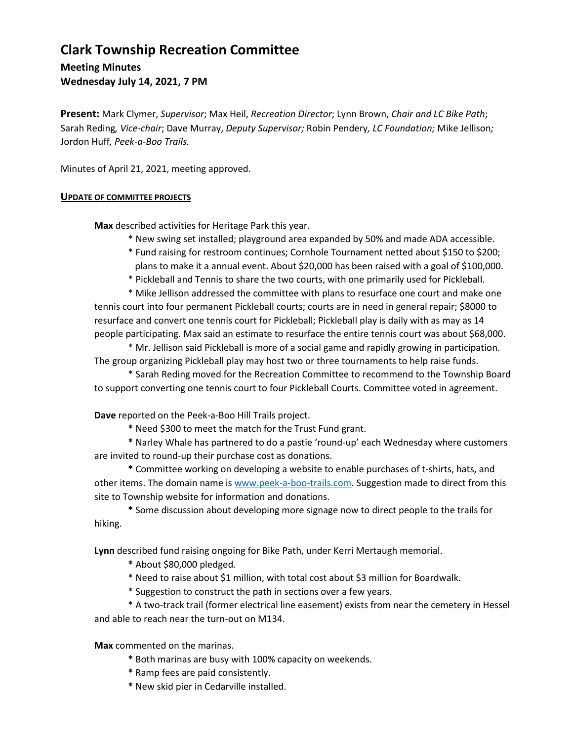# Clark Township Recreation Committee

## Meeting Minutes
## Wednesday July 14, 2021, 7 PM

**Present:** Mark Clymer, *Supervisor*; Max Heil, *Recreation Director*; Lynn Brown, *Chair and LC Bike Path*; Sarah Reding, *Vice-chair*; Dave Murray, *Deputy Supervisor;* Robin Pendery, *LC Foundation;* Mike Jellison; Jordon Huff, *Peek-a-Boo Trails.*

Minutes of April 21, 2021, meeting approved.

**UPDATE OF COMMITTEE PROJECTS**

**Max** described activities for Heritage Park this year.

* New swing set installed; playground area expanded by 50% and made ADA accessible.
* Fund raising for restroom continues; Cornhole Tournament netted about $150 to $200; plans to make it a annual event. About $20,000 has been raised with a goal of $100,000.
* Pickleball and Tennis to share the two courts, with one primarily used for Pickleball.
* Mike Jellison addressed the committee with plans to resurface one court and make one tennis court into four permanent Pickleball courts; courts are in need in general repair; $8000 to resurface and convert one tennis court for Pickleball; Pickleball play is daily with as may as 14 people participating. Max said an estimate to resurface the entire tennis court was about $68,000.
* Mr. Jellison said Pickleball is more of a social game and rapidly growing in participation. The group organizing Pickleball play may host two or three tournaments to help raise funds.
* Sarah Reding moved for the Recreation Committee to recommend to the Township Board to support converting one tennis court to four Pickleball Courts. Committee voted in agreement.

**Dave** reported on the Peek-a-Boo Hill Trails project.

* Need $300 to meet the match for the Trust Fund grant.
* Narley Whale has partnered to do a pastie 'round-up' each Wednesday where customers are invited to round-up their purchase cost as donations.
* Committee working on developing a website to enable purchases of t-shirts, hats, and other items. The domain name is www.peek-a-boo-trails.com. Suggestion made to direct from this site to Township website for information and donations.
* Some discussion about developing more signage now to direct people to the trails for hiking.

**Lynn** described fund raising ongoing for Bike Path, under Kerri Mertaugh memorial.

* About $80,000 pledged.
* Need to raise about $1 million, with total cost about $3 million for Boardwalk.
* Suggestion to construct the path in sections over a few years.
* A two-track trail (former electrical line easement) exists from near the cemetery in Hessel and able to reach near the turn-out on M134.

**Max** commented on the marinas.

* Both marinas are busy with 100% capacity on weekends.
* Ramp fees are paid consistently.
* New skid pier in Cedarville installed.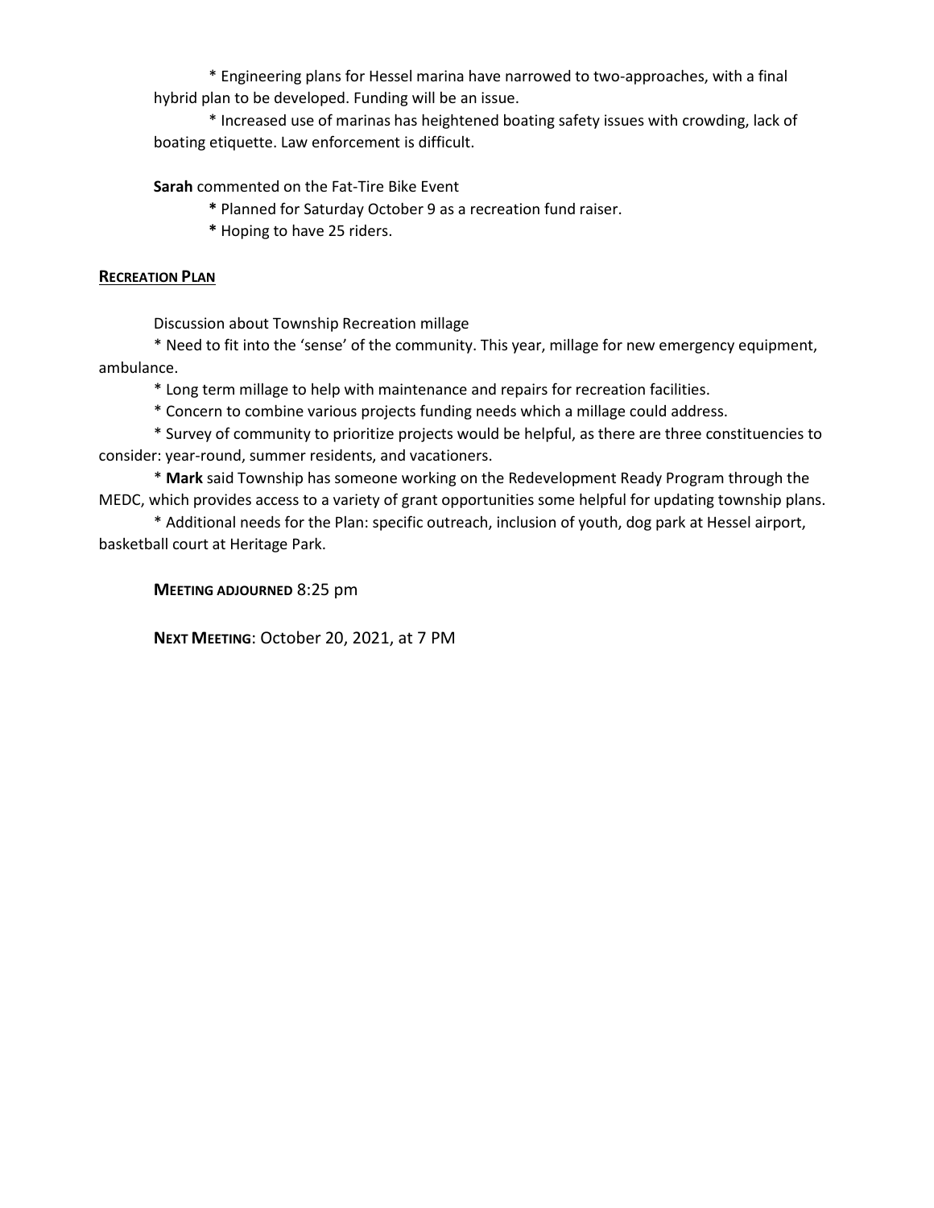* Engineering plans for Hessel marina have narrowed to two-approaches, with a final hybrid plan to be developed. Funding will be an issue.

* Increased use of marinas has heightened boating safety issues with crowding, lack of boating etiquette. Law enforcement is difficult.

**Sarah** commented on the Fat-Tire Bike Event

* Planned for Saturday October 9 as a recreation fund raiser.
* Hoping to have 25 riders.

## RECREATION PLAN

Discussion about Township Recreation millage

* Need to fit into the 'sense' of the community. This year, millage for new emergency equipment, ambulance.
* Long term millage to help with maintenance and repairs for recreation facilities.
* Concern to combine various projects funding needs which a millage could address.
* Survey of community to prioritize projects would be helpful, as there are three constituencies to consider: year-round, summer residents, and vacationers.
* **Mark** said Township has someone working on the Redevelopment Ready Program through the MEDC, which provides access to a variety of grant opportunities some helpful for updating township plans.
* Additional needs for the Plan: specific outreach, inclusion of youth, dog park at Hessel airport, basketball court at Heritage Park.

**MEETING ADJOURNED** 8:25 pm

**NEXT MEETING**: October 20, 2021, at 7 PM